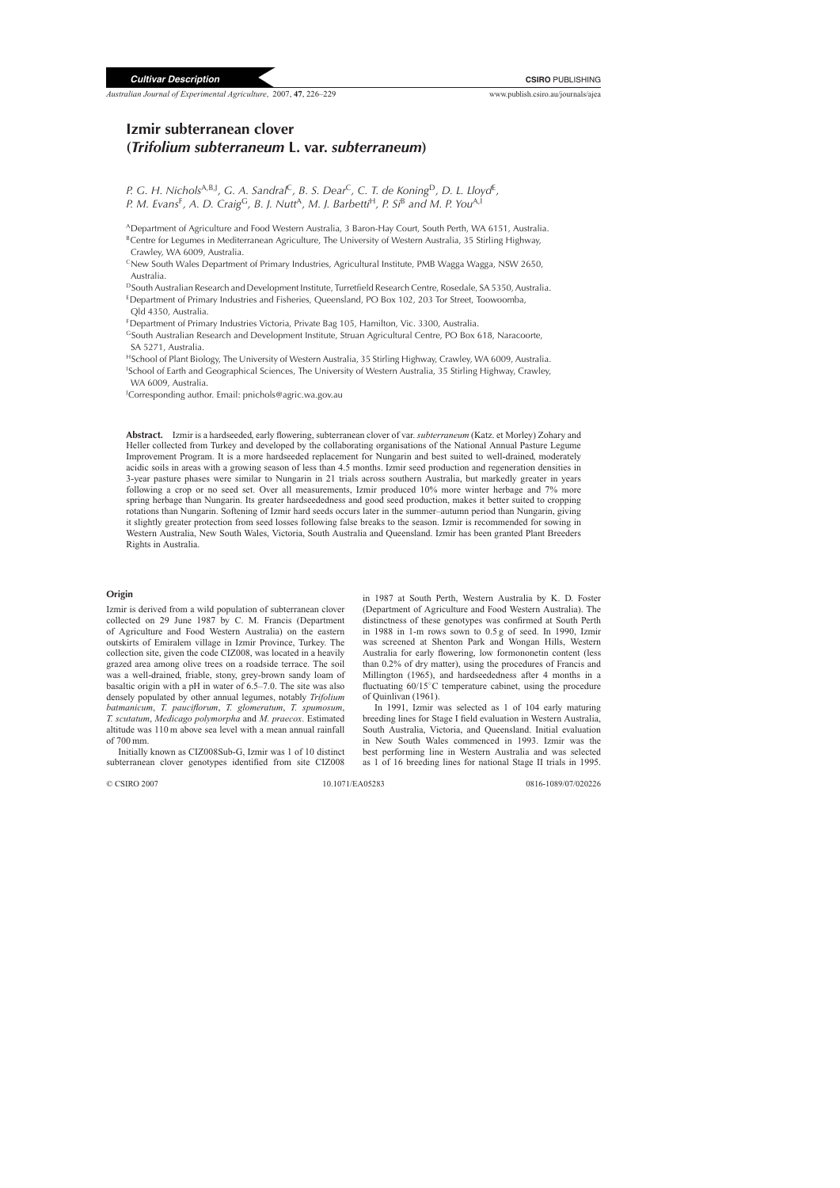Cultivar Description

# Izmir subterranean clover (*Trifolium subterraneum* L. var. *subterraneum*)

*P. G. H. Nichols*[A,B,J], *G. A. Sandral*[C], *B. S. Dear*[C], *C. T. de Koning*[D], *D. L. Lloyd*[E], *P. M. Evans*[F], *A. D. Craig*[G], *B. J. Nutt*[A], *M. J. Barbetti*[H], *P. Si*[B] *and M. P. You*[A,I]

[A]Department of Agriculture and Food Western Australia, 3 Baron-Hay Court, South Perth, WA 6151, Australia.
[B]Centre for Legumes in Mediterranean Agriculture, The University of Western Australia, 35 Stirling Highway, Crawley, WA 6009, Australia.
[C]New South Wales Department of Primary Industries, Agricultural Institute, PMB Wagga Wagga, NSW 2650, Australia.
[D]South Australian Research and Development Institute, Turretfield Research Centre, Rosedale, SA 5350, Australia.
[E]Department of Primary Industries and Fisheries, Queensland, PO Box 102, 203 Tor Street, Toowoomba, Qld 4350, Australia.
[F]Department of Primary Industries Victoria, Private Bag 105, Hamilton, Vic. 3300, Australia.
[G]South Australian Research and Development Institute, Struan Agricultural Centre, PO Box 618, Naracoorte, SA 5271, Australia.
[H]School of Plant Biology, The University of Western Australia, 35 Stirling Highway, Crawley, WA 6009, Australia.
[I]School of Earth and Geographical Sciences, The University of Western Australia, 35 Stirling Highway, Crawley, WA 6009, Australia.
[J]Corresponding author. Email: pnichols@agric.wa.gov.au

**Abstract.** Izmir is a hardseeded, early flowering, subterranean clover of var. *subterraneum* (Katz. et Morley) Zohary and Heller collected from Turkey and developed by the collaborating organisations of the National Annual Pasture Legume Improvement Program. It is a more hardseeded replacement for Nungarin and best suited to well-drained, moderately acidic soils in areas with a growing season of less than 4.5 months. Izmir seed production and regeneration densities in 3-year pasture phases were similar to Nungarin in 21 trials across southern Australia, but markedly greater in years following a crop or no seed set. Over all measurements, Izmir produced 10% more winter herbage and 7% more spring herbage than Nungarin. Its greater hardseededness and good seed production, makes it better suited to cropping rotations than Nungarin. Softening of Izmir hard seeds occurs later in the summer–autumn period than Nungarin, giving it slightly greater protection from seed losses following false breaks to the season. Izmir is recommended for sowing in Western Australia, New South Wales, Victoria, South Australia and Queensland. Izmir has been granted Plant Breeders Rights in Australia.

## Origin

Izmir is derived from a wild population of subterranean clover collected on 29 June 1987 by C. M. Francis (Department of Agriculture and Food Western Australia) on the eastern outskirts of Emiralem village in Izmir Province, Turkey. The collection site, given the code CIZ008, was located in a heavily grazed area among olive trees on a roadside terrace. The soil was a well-drained, friable, stony, grey-brown sandy loam of basaltic origin with a pH in water of 6.5–7.0. The site was also densely populated by other annual legumes, notably *Trifolium batmanicum*, *T. pauciflorum*, *T. glomeratum*, *T. spumosum*, *T. scutatum*, *Medicago polymorpha* and *M. praecox*. Estimated altitude was 110 m above sea level with a mean annual rainfall of 700 mm.

Initially known as CIZ008Sub-G, Izmir was 1 of 10 distinct subterranean clover genotypes identified from site CIZ008 in 1987 at South Perth, Western Australia by K. D. Foster (Department of Agriculture and Food Western Australia). The distinctness of these genotypes was confirmed at South Perth in 1988 in 1-m rows sown to 0.5 g of seed. In 1990, Izmir was screened at Shenton Park and Wongan Hills, Western Australia for early flowering, low formononetin content (less than 0.2% of dry matter), using the procedures of Francis and Millington (1965), and hardseededness after 4 months in a fluctuating 60/15°C temperature cabinet, using the procedure of Quinlivan (1961).

In 1991, Izmir was selected as 1 of 104 early maturing breeding lines for Stage I field evaluation in Western Australia, South Australia, Victoria, and Queensland. Initial evaluation in New South Wales commenced in 1993. Izmir was the best performing line in Western Australia and was selected as 1 of 16 breeding lines for national Stage II trials in 1995.

© CSIRO 2007 10.1071/EA05283 0816-1089/07/020226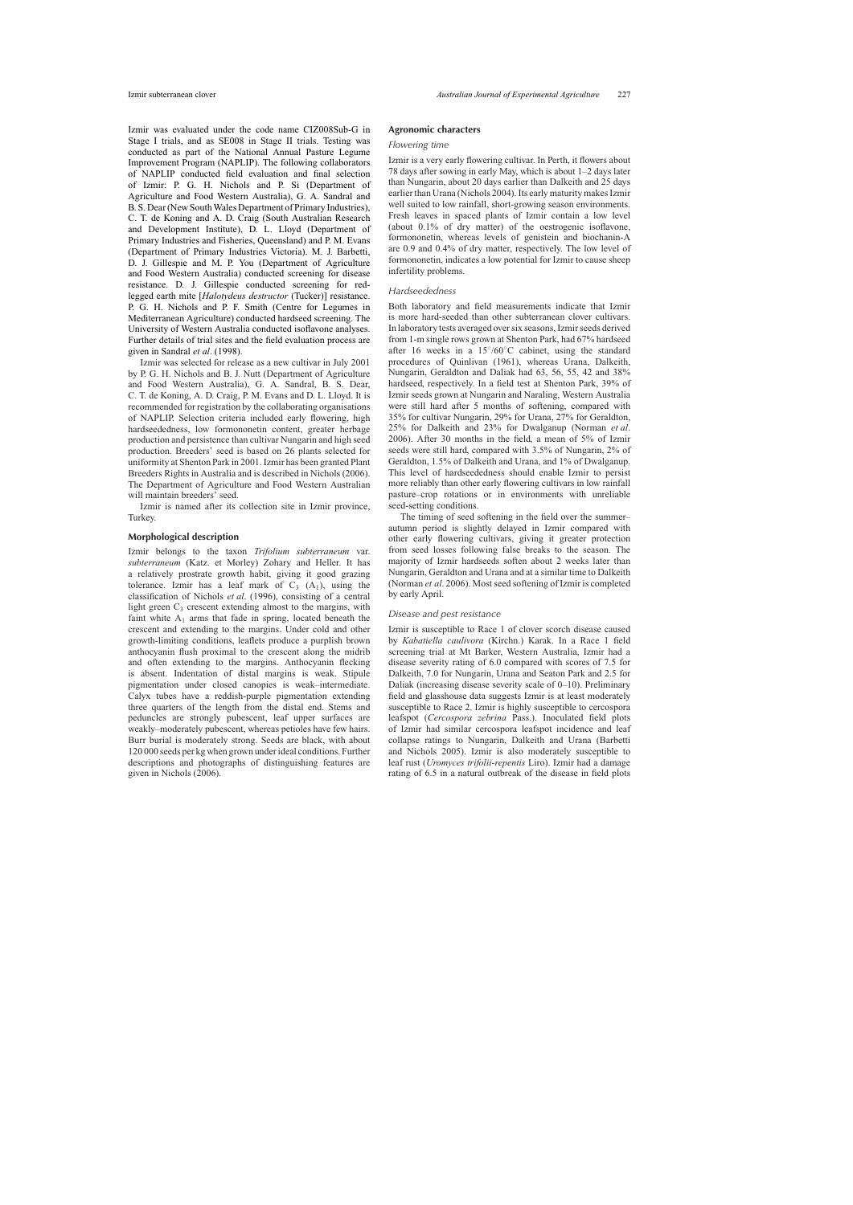Izmir was evaluated under the code name CIZ008Sub-G in Stage I trials, and as SE008 in Stage II trials. Testing was conducted as part of the National Annual Pasture Legume Improvement Program (NAPLIP). The following collaborators of NAPLIP conducted field evaluation and final selection of Izmir: P. G. H. Nichols and P. Si (Department of Agriculture and Food Western Australia), G. A. Sandral and B. S. Dear (New South Wales Department of Primary Industries), C. T. de Koning and A. D. Craig (South Australian Research and Development Institute), D. L. Lloyd (Department of Primary Industries and Fisheries, Queensland) and P. M. Evans (Department of Primary Industries Victoria). M. J. Barbetti, D. J. Gillespie and M. P. You (Department of Agriculture and Food Western Australia) conducted screening for disease resistance. D. J. Gillespie conducted screening for red-legged earth mite [*Halotydeus destructor* (Tucker)] resistance. P. G. H. Nichols and P. F. Smith (Centre for Legumes in Mediterranean Agriculture) conducted hardseed screening. The University of Western Australia conducted isoflavone analyses. Further details of trial sites and the field evaluation process are given in Sandral *et al*. (1998).

Izmir was selected for release as a new cultivar in July 2001 by P. G. H. Nichols and B. J. Nutt (Department of Agriculture and Food Western Australia), G. A. Sandral, B. S. Dear, C. T. de Koning, A. D. Craig, P. M. Evans and D. L. Lloyd. It is recommended for registration by the collaborating organisations of NAPLIP. Selection criteria included early flowering, high hardseededness, low formononetin content, greater herbage production and persistence than cultivar Nungarin and high seed production. Breeders' seed is based on 26 plants selected for uniformity at Shenton Park in 2001. Izmir has been granted Plant Breeders Rights in Australia and is described in Nichols (2006). The Department of Agriculture and Food Western Australian will maintain breeders' seed.

Izmir is named after its collection site in Izmir province, Turkey.

## Morphological description

Izmir belongs to the taxon *Trifolium subterraneum* var. *subterraneum* (Katz. et Morley) Zohary and Heller. It has a relatively prostrate growth habit, giving it good grazing tolerance. Izmir has a leaf mark of $C_3$ ($A_1$), using the classification of Nichols *et al*. (1996), consisting of a central light green $C_3$ crescent extending almost to the margins, with faint white $A_1$ arms that fade in spring, located beneath the crescent and extending to the margins. Under cold and other growth-limiting conditions, leaflets produce a purplish brown anthocyanin flush proximal to the crescent along the midrib and often extending to the margins. Anthocyanin flecking is absent. Indentation of distal margins is weak. Stipule pigmentation under closed canopies is weak–intermediate. Calyx tubes have a reddish-purple pigmentation extending three quarters of the length from the distal end. Stems and peduncles are strongly pubescent, leaf upper surfaces are weakly–moderately pubescent, whereas petioles have few hairs. Burr burial is moderately strong. Seeds are black, with about 120 000 seeds per kg when grown under ideal conditions. Further descriptions and photographs of distinguishing features are given in Nichols (2006).

## Agronomic characters

### Flowering time

Izmir is a very early flowering cultivar. In Perth, it flowers about 78 days after sowing in early May, which is about 1–2 days later than Nungarin, about 20 days earlier than Dalkeith and 25 days earlier than Urana (Nichols 2004). Its early maturity makes Izmir well suited to low rainfall, short-growing season environments. Fresh leaves in spaced plants of Izmir contain a low level (about 0.1% of dry matter) of the oestrogenic isoflavone, formononetin, whereas levels of genistein and biochanin-A are 0.9 and 0.4% of dry matter, respectively. The low level of formononetin, indicates a low potential for Izmir to cause sheep infertility problems.

### Hardseededness

Both laboratory and field measurements indicate that Izmir is more hard-seeded than other subterranean clover cultivars. In laboratory tests averaged over six seasons, Izmir seeds derived from 1-m single rows grown at Shenton Park, had 67% hardseed after 16 weeks in a 15°/60°C cabinet, using the standard procedures of Quinlivan (1961), whereas Urana, Dalkeith, Nungarin, Geraldton and Daliak had 63, 56, 55, 42 and 38% hardseed, respectively. In a field test at Shenton Park, 39% of Izmir seeds grown at Nungarin and Naraling, Western Australia were still hard after 5 months of softening, compared with 35% for cultivar Nungarin, 29% for Urana, 27% for Geraldton, 25% for Dalkeith and 23% for Dwalganup (Norman *et al*. 2006). After 30 months in the field, a mean of 5% of Izmir seeds were still hard, compared with 3.5% of Nungarin, 2% of Geraldton, 1.5% of Dalkeith and Urana, and 1% of Dwalganup. This level of hardseededness should enable Izmir to persist more reliably than other early flowering cultivars in low rainfall pasture–crop rotations or in environments with unreliable seed-setting conditions.

The timing of seed softening in the field over the summer–autumn period is slightly delayed in Izmir compared with other early flowering cultivars, giving it greater protection from seed losses following false breaks to the season. The majority of Izmir hardseeds soften about 2 weeks later than Nungarin, Geraldton and Urana and at a similar time to Dalkeith (Norman *et al*. 2006). Most seed softening of Izmir is completed by early April.

### Disease and pest resistance

Izmir is susceptible to Race 1 of clover scorch disease caused by *Kabatiella caulivora* (Kirchn.) Karak. In a Race 1 field screening trial at Mt Barker, Western Australia, Izmir had a disease severity rating of 6.0 compared with scores of 7.5 for Dalkeith, 7.0 for Nungarin, Urana and Seaton Park and 2.5 for Daliak (increasing disease severity scale of 0–10). Preliminary field and glasshouse data suggests Izmir is at least moderately susceptible to Race 2. Izmir is highly susceptible to cercospora leafspot (*Cercospora zebrina* Pass.). Inoculated field plots of Izmir had similar cercospora leafspot incidence and leaf collapse ratings to Nungarin, Dalkeith and Urana (Barbetti and Nichols 2005). Izmir is also moderately susceptible to leaf rust (*Uromyces trifolii-repentis* Liro). Izmir had a damage rating of 6.5 in a natural outbreak of the disease in field plots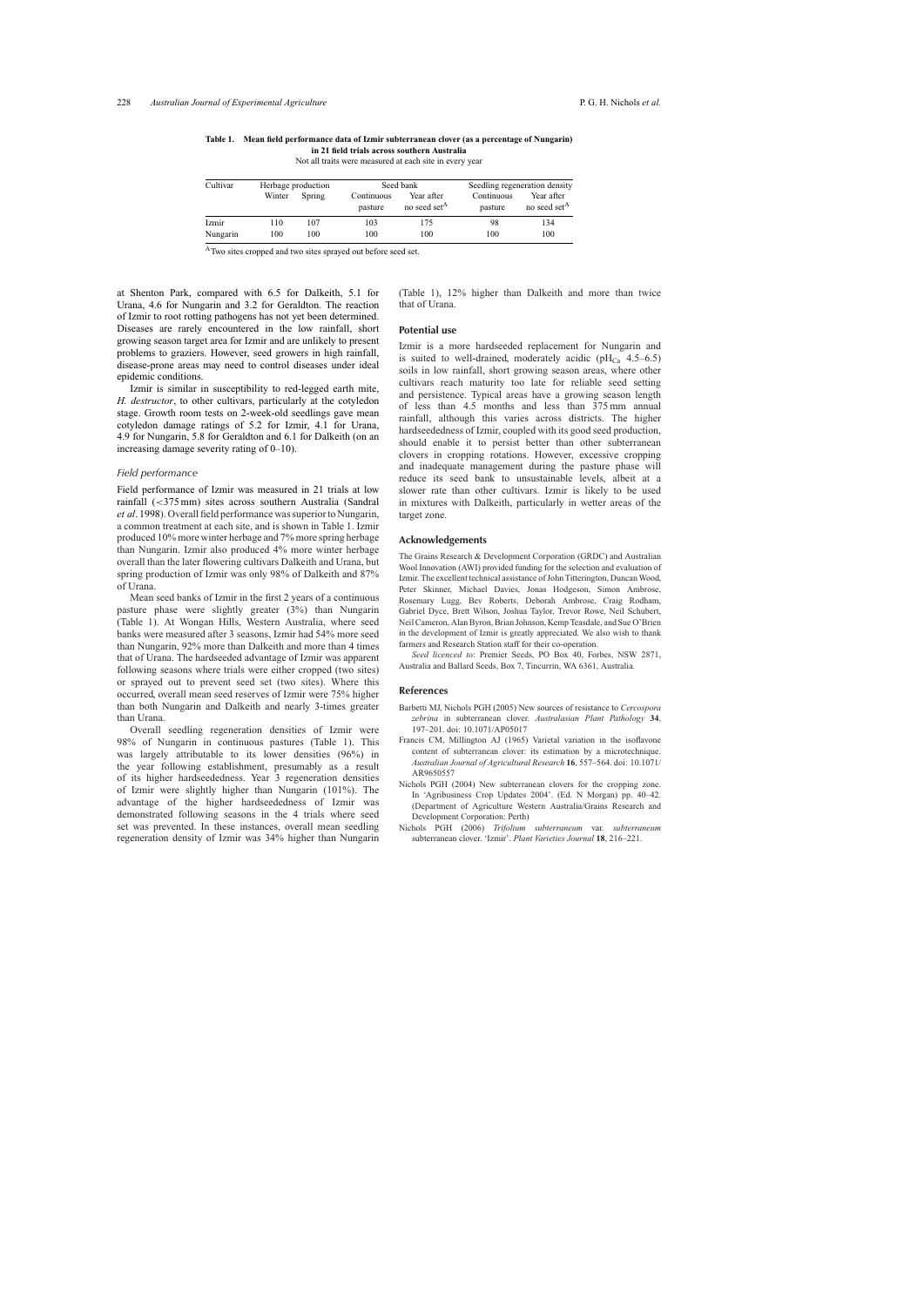**Table 1. Mean field performance data of Izmir subterranean clover (as a percentage of Nungarin) in 21 field trials across southern Australia**

Not all traits were measured at each site in every year

| Cultivar | Herbage production | | Seed bank | | Seedling regeneration density | |
|---|---|---|---|---|---|---|
| | Winter | Spring | Continuous pasture | Year after no seed set[A] | Continuous pasture | Year after no seed set[A] |
| Izmir | 110 | 107 | 103 | 175 | 98 | 134 |
| Nungarin | 100 | 100 | 100 | 100 | 100 | 100 |

[A]Two sites cropped and two sites sprayed out before seed set.

at Shenton Park, compared with 6.5 for Dalkeith, 5.1 for Urana, 4.6 for Nungarin and 3.2 for Geraldton. The reaction of Izmir to root rotting pathogens has not yet been determined. Diseases are rarely encountered in the low rainfall, short growing season target area for Izmir and are unlikely to present problems to graziers. However, seed growers in high rainfall, disease-prone areas may need to control diseases under ideal epidemic conditions.

Izmir is similar in susceptibility to red-legged earth mite, *H. destructor*, to other cultivars, particularly at the cotyledon stage. Growth room tests on 2-week-old seedlings gave mean cotyledon damage ratings of 5.2 for Izmir, 4.1 for Urana, 4.9 for Nungarin, 5.8 for Geraldton and 6.1 for Dalkeith (on an increasing damage severity rating of 0–10).

### *Field performance*

Field performance of Izmir was measured in 21 trials at low rainfall (<375 mm) sites across southern Australia (Sandral *et al*. 1998). Overall field performance was superior to Nungarin, a common treatment at each site, and is shown in Table 1. Izmir produced 10% more winter herbage and 7% more spring herbage than Nungarin. Izmir also produced 4% more winter herbage overall than the later flowering cultivars Dalkeith and Urana, but spring production of Izmir was only 98% of Dalkeith and 87% of Urana.

Mean seed banks of Izmir in the first 2 years of a continuous pasture phase were slightly greater (3%) than Nungarin (Table 1). At Wongan Hills, Western Australia, where seed banks were measured after 3 seasons, Izmir had 54% more seed than Nungarin, 92% more than Dalkeith and more than 4 times that of Urana. The hardseeded advantage of Izmir was apparent following seasons where trials were either cropped (two sites) or sprayed out to prevent seed set (two sites). Where this occurred, overall mean seed reserves of Izmir were 75% higher than both Nungarin and Dalkeith and nearly 3-times greater than Urana.

Overall seedling regeneration densities of Izmir were 98% of Nungarin in continuous pastures (Table 1). This was largely attributable to its lower densities (96%) in the year following establishment, presumably as a result of its higher hardseededness. Year 3 regeneration densities of Izmir were slightly higher than Nungarin (101%). The advantage of the higher hardseededness of Izmir was demonstrated following seasons in the 4 trials where seed set was prevented. In these instances, overall mean seedling regeneration density of Izmir was 34% higher than Nungarin (Table 1), 12% higher than Dalkeith and more than twice that of Urana.

## Potential use

Izmir is a more hardseeded replacement for Nungarin and is suited to well-drained, moderately acidic ($pH_{Ca}$ 4.5–6.5) soils in low rainfall, short growing season areas, where other cultivars reach maturity too late for reliable seed setting and persistence. Typical areas have a growing season length of less than 4.5 months and less than 375 mm annual rainfall, although this varies across districts. The higher hardseededness of Izmir, coupled with its good seed production, should enable it to persist better than other subterranean clovers in cropping rotations. However, excessive cropping and inadequate management during the pasture phase will reduce its seed bank to unsustainable levels, albeit at a slower rate than other cultivars. Izmir is likely to be used in mixtures with Dalkeith, particularly in wetter areas of the target zone.

## Acknowledgements

The Grains Research & Development Corporation (GRDC) and Australian Wool Innovation (AWI) provided funding for the selection and evaluation of Izmir. The excellent technical assistance of John Titterington, Duncan Wood, Peter Skinner, Michael Davies, Jonas Hodgeson, Simon Ambrose, Rosemary Lugg, Bev Roberts, Deborah Ambrose, Craig Rodham, Gabriel Dyce, Brett Wilson, Joshua Taylor, Trevor Rowe, Neil Schubert, Neil Cameron, Alan Byron, Brian Johnson, Kemp Teasdale, and Sue O'Brien in the development of Izmir is greatly appreciated. We also wish to thank farmers and Research Station staff for their co-operation.

*Seed licenced to*: Premier Seeds, PO Box 40, Forbes, NSW 2871, Australia and Ballard Seeds, Box 7, Tincurrin, WA 6361, Australia.

## References

Barbetti MJ, Nichols PGH (2005) New sources of resistance to *Cercospora zebrina* in subterranean clover. *Australasian Plant Pathology* **34**, 197–201. doi: 10.1071/AP05017

Francis CM, Millington AJ (1965) Varietal variation in the isoflavone content of subterranean clover: its estimation by a microtechnique. *Australian Journal of Agricultural Research* **16**, 557–564. doi: 10.1071/AR9650557

Nichols PGH (2004) New subterranean clovers for the cropping zone. In 'Agribusiness Crop Updates 2004'. (Ed. N Morgan) pp. 40–42. (Department of Agriculture Western Australia/Grains Research and Development Corporation: Perth)

Nichols PGH (2006) *Trifolium subterraneum* var. *subterraneum* subterranean clover. 'Izmir'. *Plant Varieties Journal* **18**, 216–221.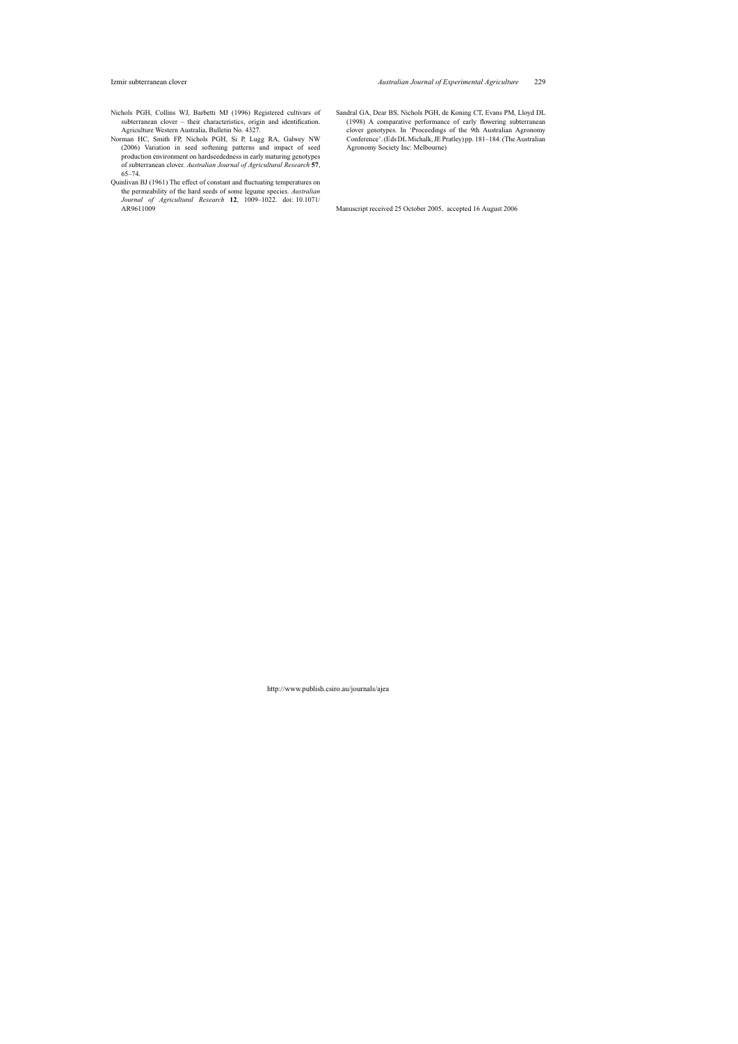Nichols PGH, Collins WJ, Barbetti MJ (1996) Registered cultivars of subterranean clover – their characteristics, origin and identification. Agriculture Western Australia, Bulletin No. 4327.

Norman HC, Smith FP, Nichols PGH, Si P, Lugg RA, Galwey NW (2006) Variation in seed softening patterns and impact of seed production environment on hardseededness in early maturing genotypes of subterranean clover. *Australian Journal of Agricultural Research* **57**, 65–74.

Quinlivan BJ (1961) The effect of constant and fluctuating temperatures on the permeability of the hard seeds of some legume species. *Australian Journal of Agricultural Research* **12**, 1009–1022. doi: 10.1071/AR9611009

Sandral GA, Dear BS, Nichols PGH, de Koning CT, Evans PM, Lloyd DL (1998) A comparative performance of early flowering subterranean clover genotypes. In 'Proceedings of the 9th Australian Agronomy Conference'. (Eds DL Michalk, JE Pratley) pp. 181–184. (The Australian Agronomy Society Inc: Melbourne)

Manuscript received 25 October 2005, accepted 16 August 2006